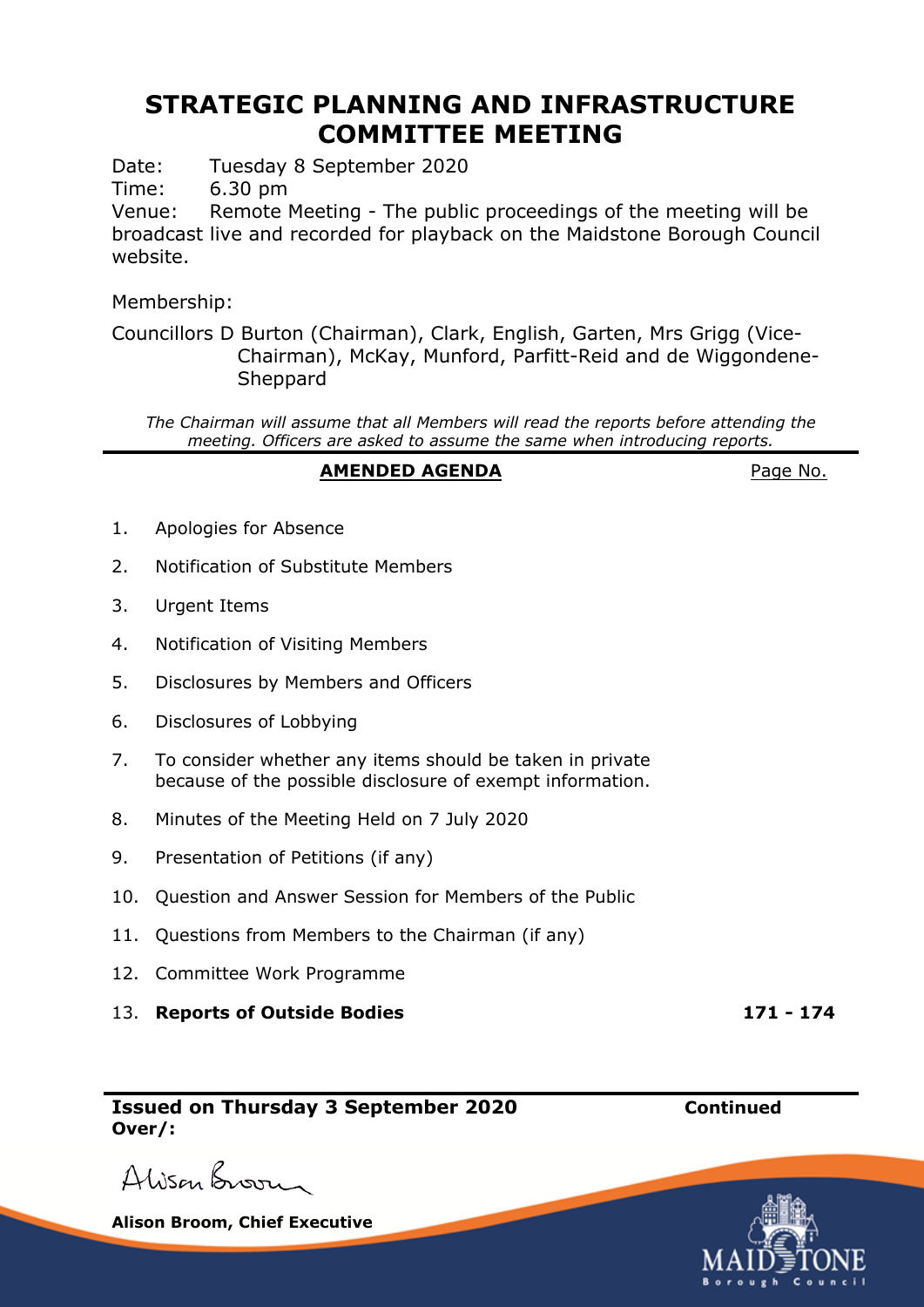# STRATEGIC PLANNING AND INFRASTRUCTURE COMMITTEE MEETING

Date: Tuesday 8 September 2020
Time: 6.30 pm
Venue: Remote Meeting - The public proceedings of the meeting will be broadcast live and recorded for playback on the Maidstone Borough Council website.

Membership:

Councillors D Burton (Chairman), Clark, English, Garten, Mrs Grigg (Vice-Chairman), McKay, Munford, Parfitt-Reid and de Wiggondene-Sheppard

*The Chairman will assume that all Members will read the reports before attending the meeting. Officers are asked to assume the same when introducing reports.*

**AMENDED AGENDA** — Page No.

1. Apologies for Absence
2. Notification of Substitute Members
3. Urgent Items
4. Notification of Visiting Members
5. Disclosures by Members and Officers
6. Disclosures of Lobbying
7. To consider whether any items should be taken in private because of the possible disclosure of exempt information.
8. Minutes of the Meeting Held on 7 July 2020
9. Presentation of Petitions (if any)
10. Question and Answer Session for Members of the Public
11. Questions from Members to the Chairman (if any)
12. Committee Work Programme
13. **Reports of Outside Bodies** — **171 - 174**

**Issued on Thursday 3 September 2020** **Continued Over/:**

Alison Broom

**Alison Broom, Chief Executive**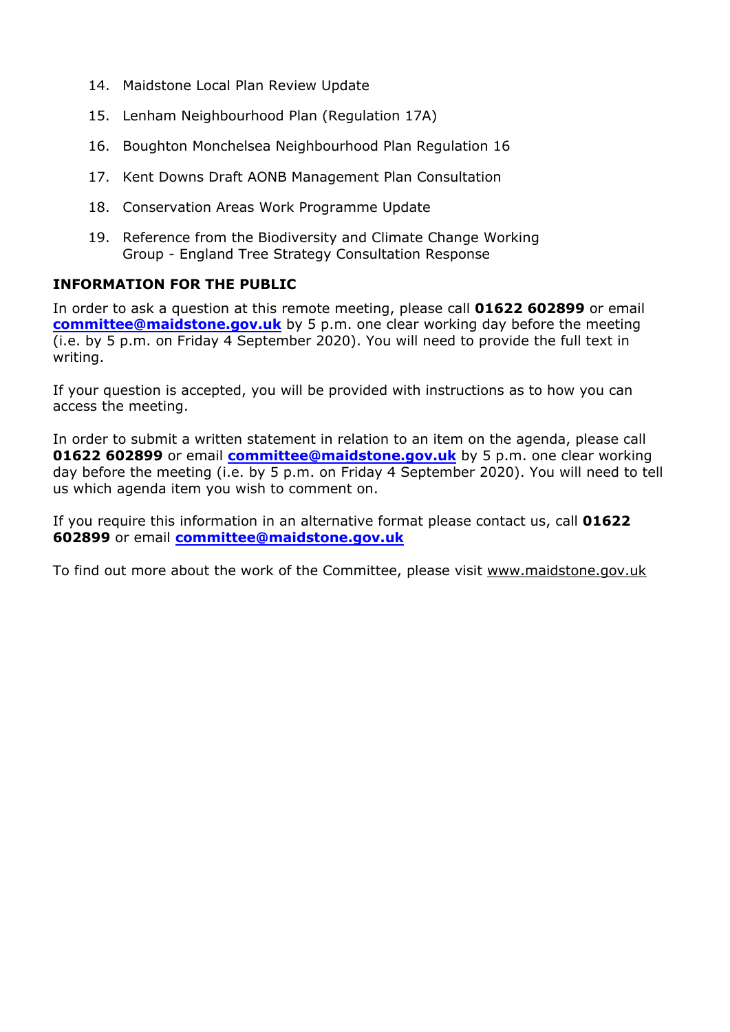14. Maidstone Local Plan Review Update
15. Lenham Neighbourhood Plan (Regulation 17A)
16. Boughton Monchelsea Neighbourhood Plan Regulation 16
17. Kent Downs Draft AONB Management Plan Consultation
18. Conservation Areas Work Programme Update
19. Reference from the Biodiversity and Climate Change Working Group - England Tree Strategy Consultation Response

**INFORMATION FOR THE PUBLIC**

In order to ask a question at this remote meeting, please call **01622 602899** or email **committee@maidstone.gov.uk** by 5 p.m. one clear working day before the meeting (i.e. by 5 p.m. on Friday 4 September 2020). You will need to provide the full text in writing.

If your question is accepted, you will be provided with instructions as to how you can access the meeting.

In order to submit a written statement in relation to an item on the agenda, please call **01622 602899** or email **committee@maidstone.gov.uk** by 5 p.m. one clear working day before the meeting (i.e. by 5 p.m. on Friday 4 September 2020). You will need to tell us which agenda item you wish to comment on.

If you require this information in an alternative format please contact us, call **01622 602899** or email **committee@maidstone.gov.uk**

To find out more about the work of the Committee, please visit www.maidstone.gov.uk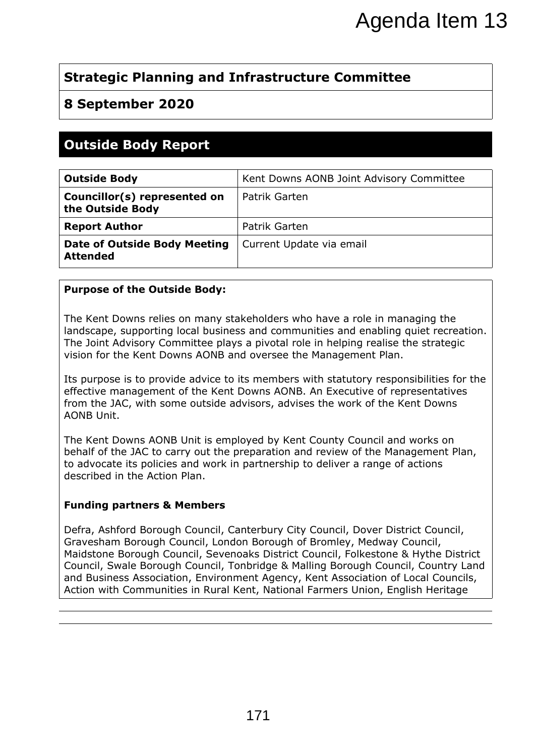# Agenda Item 13

## Strategic Planning and Infrastructure Committee

## 8 September 2020

## Outside Body Report

| **Outside Body** | Kent Downs AONB Joint Advisory Committee |
|---|---|
| **Councillor(s) represented on the Outside Body** | Patrik Garten |
| **Report Author** | Patrik Garten |
| **Date of Outside Body Meeting Attended** | Current Update via email |

**Purpose of the Outside Body:**

The Kent Downs relies on many stakeholders who have a role in managing the landscape, supporting local business and communities and enabling quiet recreation. The Joint Advisory Committee plays a pivotal role in helping realise the strategic vision for the Kent Downs AONB and oversee the Management Plan.

Its purpose is to provide advice to its members with statutory responsibilities for the effective management of the Kent Downs AONB. An Executive of representatives from the JAC, with some outside advisors, advises the work of the Kent Downs AONB Unit.

The Kent Downs AONB Unit is employed by Kent County Council and works on behalf of the JAC to carry out the preparation and review of the Management Plan, to advocate its policies and work in partnership to deliver a range of actions described in the Action Plan.

**Funding partners & Members**

Defra, Ashford Borough Council, Canterbury City Council, Dover District Council, Gravesham Borough Council, London Borough of Bromley, Medway Council, Maidstone Borough Council, Sevenoaks District Council, Folkestone & Hythe District Council, Swale Borough Council, Tonbridge & Malling Borough Council, Country Land and Business Association, Environment Agency, Kent Association of Local Councils, Action with Communities in Rural Kent, National Farmers Union, English Heritage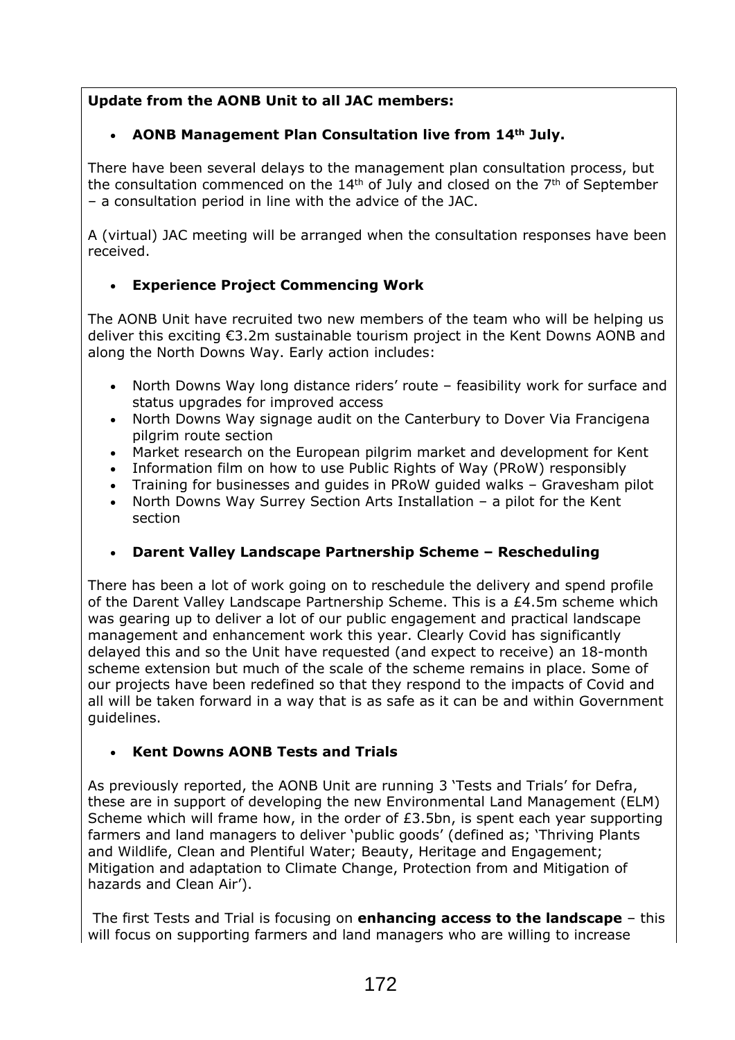**Update from the AONB Unit to all JAC members:**

- **AONB Management Plan Consultation live from 14th July.**

There have been several delays to the management plan consultation process, but the consultation commenced on the 14th of July and closed on the 7th of September – a consultation period in line with the advice of the JAC.

A (virtual) JAC meeting will be arranged when the consultation responses have been received.

- **Experience Project Commencing Work**

The AONB Unit have recruited two new members of the team who will be helping us deliver this exciting €3.2m sustainable tourism project in the Kent Downs AONB and along the North Downs Way. Early action includes:

- North Downs Way long distance riders' route – feasibility work for surface and status upgrades for improved access
- North Downs Way signage audit on the Canterbury to Dover Via Francigena pilgrim route section
- Market research on the European pilgrim market and development for Kent
- Information film on how to use Public Rights of Way (PRoW) responsibly
- Training for businesses and guides in PRoW guided walks – Gravesham pilot
- North Downs Way Surrey Section Arts Installation – a pilot for the Kent section

- **Darent Valley Landscape Partnership Scheme – Rescheduling**

There has been a lot of work going on to reschedule the delivery and spend profile of the Darent Valley Landscape Partnership Scheme. This is a £4.5m scheme which was gearing up to deliver a lot of our public engagement and practical landscape management and enhancement work this year. Clearly Covid has significantly delayed this and so the Unit have requested (and expect to receive) an 18-month scheme extension but much of the scale of the scheme remains in place. Some of our projects have been redefined so that they respond to the impacts of Covid and all will be taken forward in a way that is as safe as it can be and within Government guidelines.

- **Kent Downs AONB Tests and Trials**

As previously reported, the AONB Unit are running 3 'Tests and Trials' for Defra, these are in support of developing the new Environmental Land Management (ELM) Scheme which will frame how, in the order of £3.5bn, is spent each year supporting farmers and land managers to deliver 'public goods' (defined as; 'Thriving Plants and Wildlife, Clean and Plentiful Water; Beauty, Heritage and Engagement; Mitigation and adaptation to Climate Change, Protection from and Mitigation of hazards and Clean Air').

The first Tests and Trial is focusing on **enhancing access to the landscape** – this will focus on supporting farmers and land managers who are willing to increase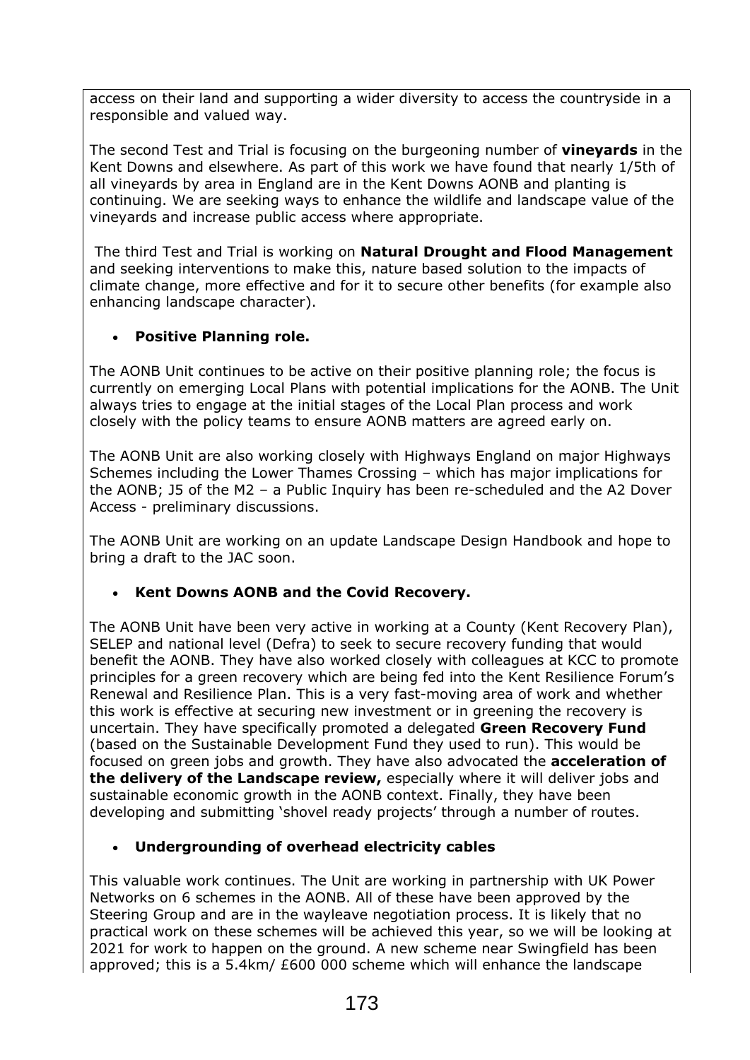access on their land and supporting a wider diversity to access the countryside in a responsible and valued way.

The second Test and Trial is focusing on the burgeoning number of **vineyards** in the Kent Downs and elsewhere. As part of this work we have found that nearly 1/5th of all vineyards by area in England are in the Kent Downs AONB and planting is continuing. We are seeking ways to enhance the wildlife and landscape value of the vineyards and increase public access where appropriate.

The third Test and Trial is working on **Natural Drought and Flood Management** and seeking interventions to make this, nature based solution to the impacts of climate change, more effective and for it to secure other benefits (for example also enhancing landscape character).

- **Positive Planning role.**

The AONB Unit continues to be active on their positive planning role; the focus is currently on emerging Local Plans with potential implications for the AONB. The Unit always tries to engage at the initial stages of the Local Plan process and work closely with the policy teams to ensure AONB matters are agreed early on.

The AONB Unit are also working closely with Highways England on major Highways Schemes including the Lower Thames Crossing – which has major implications for the AONB; J5 of the M2 – a Public Inquiry has been re-scheduled and the A2 Dover Access - preliminary discussions.

The AONB Unit are working on an update Landscape Design Handbook and hope to bring a draft to the JAC soon.

- **Kent Downs AONB and the Covid Recovery.**

The AONB Unit have been very active in working at a County (Kent Recovery Plan), SELEP and national level (Defra) to seek to secure recovery funding that would benefit the AONB. They have also worked closely with colleagues at KCC to promote principles for a green recovery which are being fed into the Kent Resilience Forum's Renewal and Resilience Plan. This is a very fast-moving area of work and whether this work is effective at securing new investment or in greening the recovery is uncertain. They have specifically promoted a delegated **Green Recovery Fund** (based on the Sustainable Development Fund they used to run). This would be focused on green jobs and growth. They have also advocated the **acceleration of the delivery of the Landscape review,** especially where it will deliver jobs and sustainable economic growth in the AONB context. Finally, they have been developing and submitting 'shovel ready projects' through a number of routes.

- **Undergrounding of overhead electricity cables**

This valuable work continues. The Unit are working in partnership with UK Power Networks on 6 schemes in the AONB. All of these have been approved by the Steering Group and are in the wayleave negotiation process. It is likely that no practical work on these schemes will be achieved this year, so we will be looking at 2021 for work to happen on the ground. A new scheme near Swingfield has been approved; this is a 5.4km/ £600 000 scheme which will enhance the landscape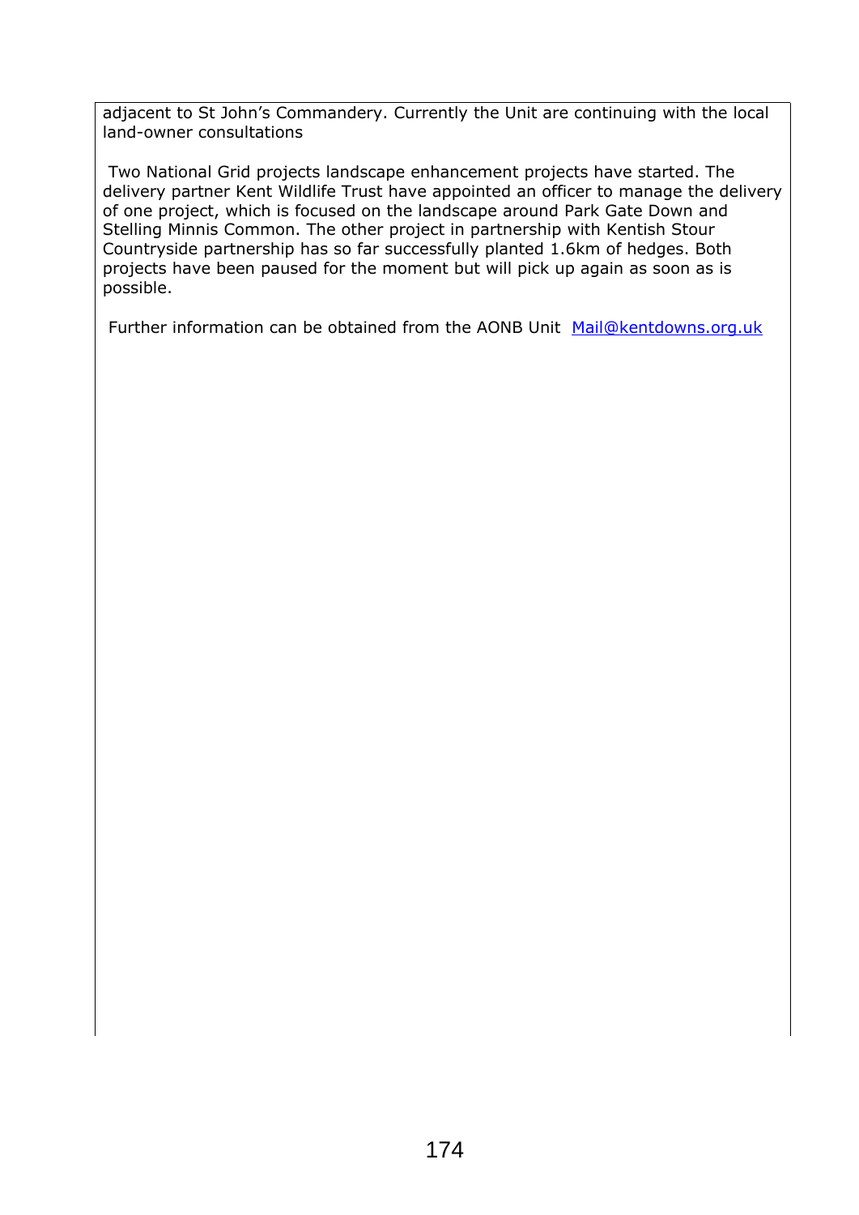adjacent to St John's Commandery. Currently the Unit are continuing with the local land-owner consultations

Two National Grid projects landscape enhancement projects have started. The delivery partner Kent Wildlife Trust have appointed an officer to manage the delivery of one project, which is focused on the landscape around Park Gate Down and Stelling Minnis Common. The other project in partnership with Kentish Stour Countryside partnership has so far successfully planted 1.6km of hedges. Both projects have been paused for the moment but will pick up again as soon as is possible.

Further information can be obtained from the AONB Unit Mail@kentdowns.org.uk